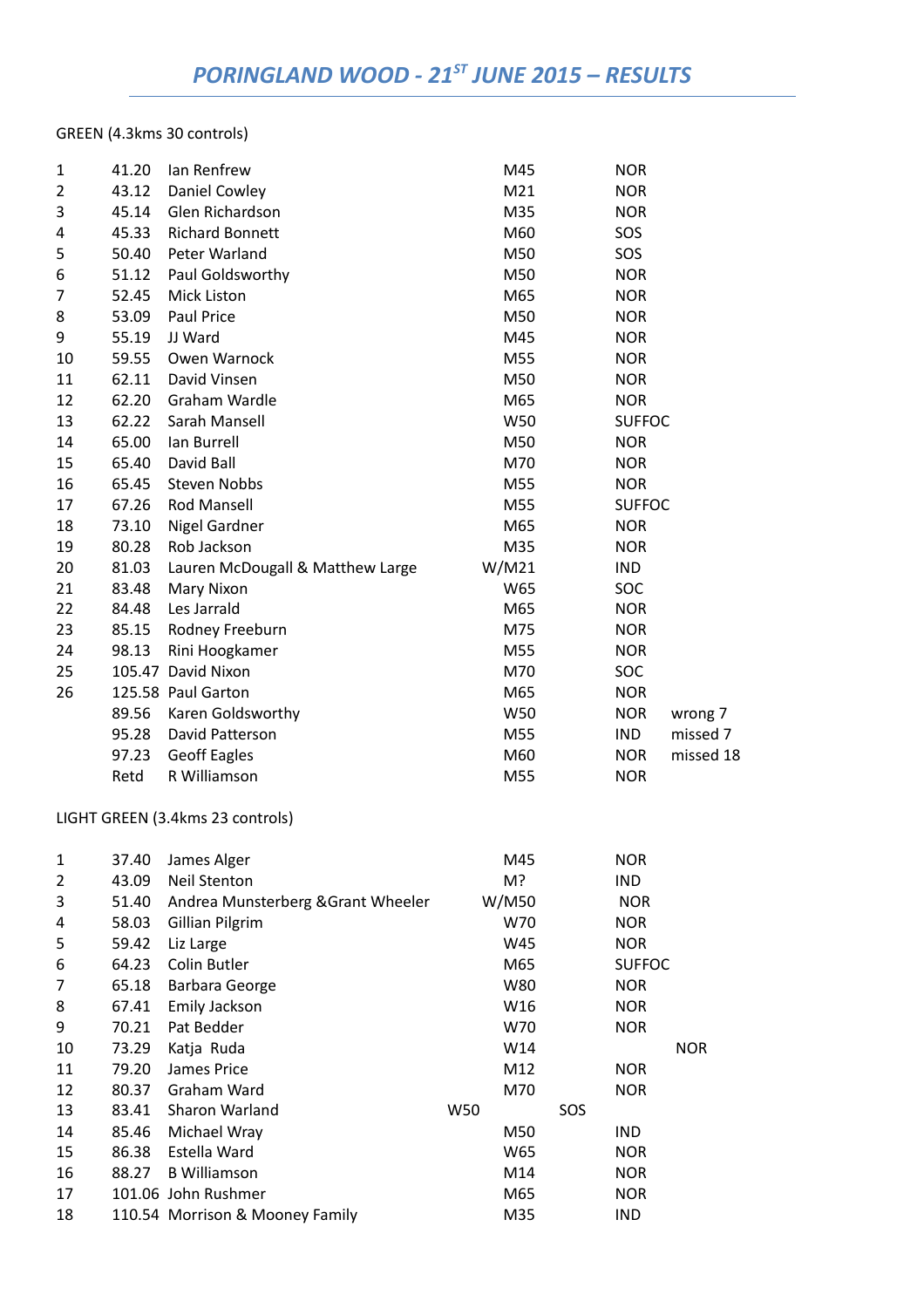# *PORINGLAND WOOD - 21ST JUNE 2015 – RESULTS*

GREEN (4.3kms 30 controls)

| Pos | Time | Name | Class | Club | Notes |
|---|---|---|---|---|---|
| 1 | 41.20 | Ian Renfrew | M45 | NOR | |
| 2 | 43.12 | Daniel Cowley | M21 | NOR | |
| 3 | 45.14 | Glen Richardson | M35 | NOR | |
| 4 | 45.33 | Richard Bonnett | M60 | SOS | |
| 5 | 50.40 | Peter Warland | M50 | SOS | |
| 6 | 51.12 | Paul Goldsworthy | M50 | NOR | |
| 7 | 52.45 | Mick Liston | M65 | NOR | |
| 8 | 53.09 | Paul Price | M50 | NOR | |
| 9 | 55.19 | JJ Ward | M45 | NOR | |
| 10 | 59.55 | Owen Warnock | M55 | NOR | |
| 11 | 62.11 | David Vinsen | M50 | NOR | |
| 12 | 62.20 | Graham Wardle | M65 | NOR | |
| 13 | 62.22 | Sarah Mansell | W50 | SUFFOC | |
| 14 | 65.00 | Ian Burrell | M50 | NOR | |
| 15 | 65.40 | David Ball | M70 | NOR | |
| 16 | 65.45 | Steven Nobbs | M55 | NOR | |
| 17 | 67.26 | Rod Mansell | M55 | SUFFOC | |
| 18 | 73.10 | Nigel Gardner | M65 | NOR | |
| 19 | 80.28 | Rob Jackson | M35 | NOR | |
| 20 | 81.03 | Lauren McDougall & Matthew Large | W/M21 | IND | |
| 21 | 83.48 | Mary Nixon | W65 | SOC | |
| 22 | 84.48 | Les Jarrald | M65 | NOR | |
| 23 | 85.15 | Rodney Freeburn | M75 | NOR | |
| 24 | 98.13 | Rini Hoogkamer | M55 | NOR | |
| 25 | 105.47 | David Nixon | M70 | SOC | |
| 26 | 125.58 | Paul Garton | M65 | NOR | |
| | 89.56 | Karen Goldsworthy | W50 | NOR | wrong 7 |
| | 95.28 | David Patterson | M55 | IND | missed 7 |
| | 97.23 | Geoff Eagles | M60 | NOR | missed 18 |
| | Retd | R Williamson | M55 | NOR | |

LIGHT GREEN (3.4kms 23 controls)

| Pos | Time | Name | Class | Club |
|---|---|---|---|---|
| 1 | 37.40 | James Alger | M45 | NOR |
| 2 | 43.09 | Neil Stenton | M? | IND |
| 3 | 51.40 | Andrea Munsterberg &Grant Wheeler | W/M50 | NOR |
| 4 | 58.03 | Gillian Pilgrim | W70 | NOR |
| 5 | 59.42 | Liz Large | W45 | NOR |
| 6 | 64.23 | Colin Butler | M65 | SUFFOC |
| 7 | 65.18 | Barbara George | W80 | NOR |
| 8 | 67.41 | Emily Jackson | W16 | NOR |
| 9 | 70.21 | Pat Bedder | W70 | NOR |
| 10 | 73.29 | Katja Ruda | W14 | NOR |
| 11 | 79.20 | James Price | M12 | NOR |
| 12 | 80.37 | Graham Ward | M70 | NOR |
| 13 | 83.41 | Sharon Warland | W50 | SOS |
| 14 | 85.46 | Michael Wray | M50 | IND |
| 15 | 86.38 | Estella Ward | W65 | NOR |
| 16 | 88.27 | B Williamson | M14 | NOR |
| 17 | 101.06 | John Rushmer | M65 | NOR |
| 18 | 110.54 | Morrison & Mooney Family | M35 | IND |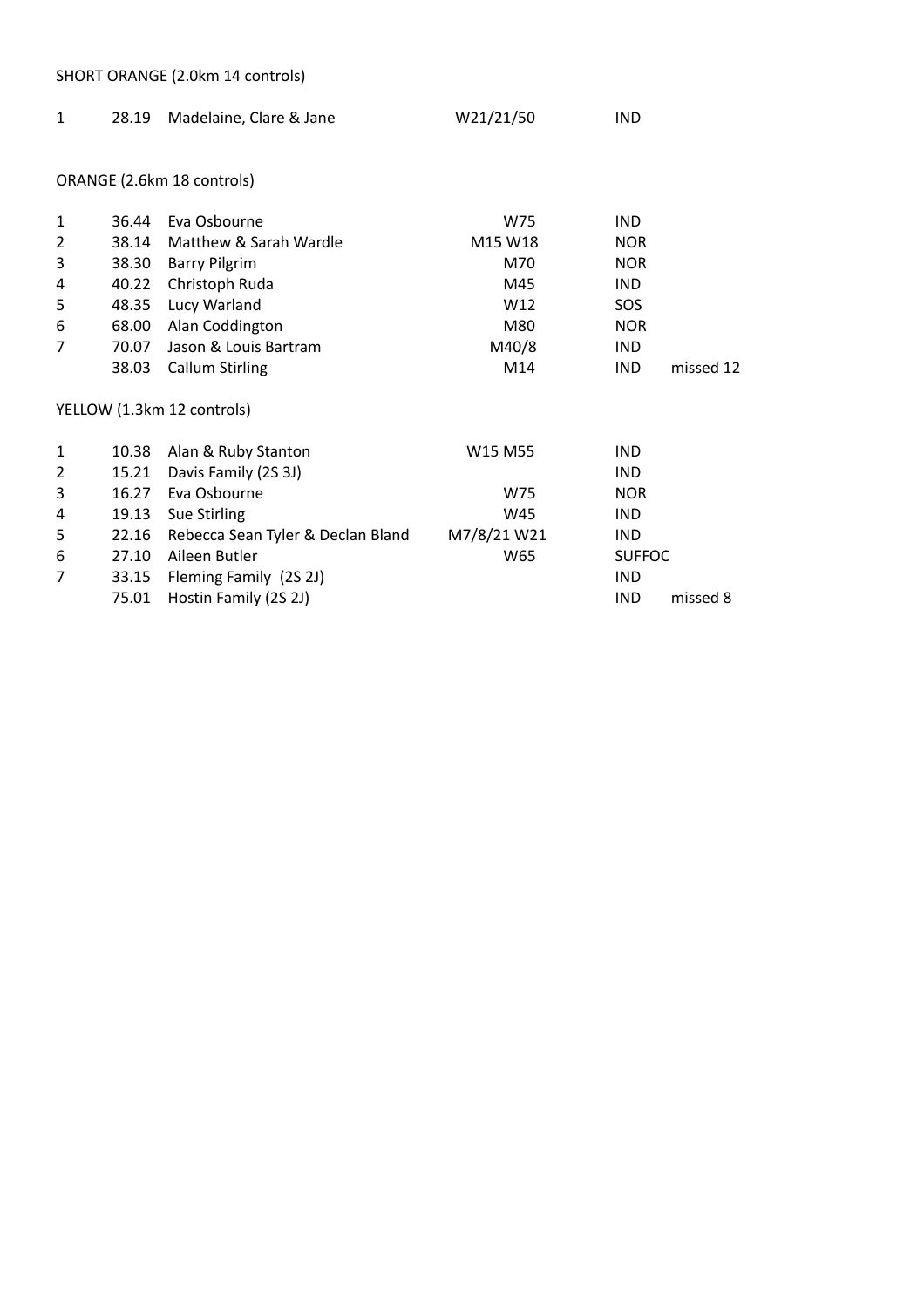SHORT ORANGE (2.0km 14 controls)

| | | | | | |
|---|---|---|---|---|---|
| 1 | 28.19 | Madelaine, Clare & Jane | W21/21/50 | IND | |

ORANGE (2.6km 18 controls)

| | | | | | |
|---|---|---|---|---|---|
| 1 | 36.44 | Eva Osbourne | W75 | IND | |
| 2 | 38.14 | Matthew & Sarah Wardle | M15 W18 | NOR | |
| 3 | 38.30 | Barry Pilgrim | M70 | NOR | |
| 4 | 40.22 | Christoph Ruda | M45 | IND | |
| 5 | 48.35 | Lucy Warland | W12 | SOS | |
| 6 | 68.00 | Alan Coddington | M80 | NOR | |
| 7 | 70.07 | Jason & Louis Bartram | M40/8 | IND | |
| | 38.03 | Callum Stirling | M14 | IND | missed 12 |

YELLOW (1.3km 12 controls)

| | | | | | |
|---|---|---|---|---|---|
| 1 | 10.38 | Alan & Ruby Stanton | W15 M55 | IND | |
| 2 | 15.21 | Davis Family (2S 3J) | | IND | |
| 3 | 16.27 | Eva Osbourne | W75 | NOR | |
| 4 | 19.13 | Sue Stirling | W45 | IND | |
| 5 | 22.16 | Rebecca Sean Tyler & Declan Bland | M7/8/21 W21 | IND | |
| 6 | 27.10 | Aileen Butler | W65 | SUFFOC | |
| 7 | 33.15 | Fleming Family (2S 2J) | | IND | |
| | 75.01 | Hostin Family (2S 2J) | | IND | missed 8 |